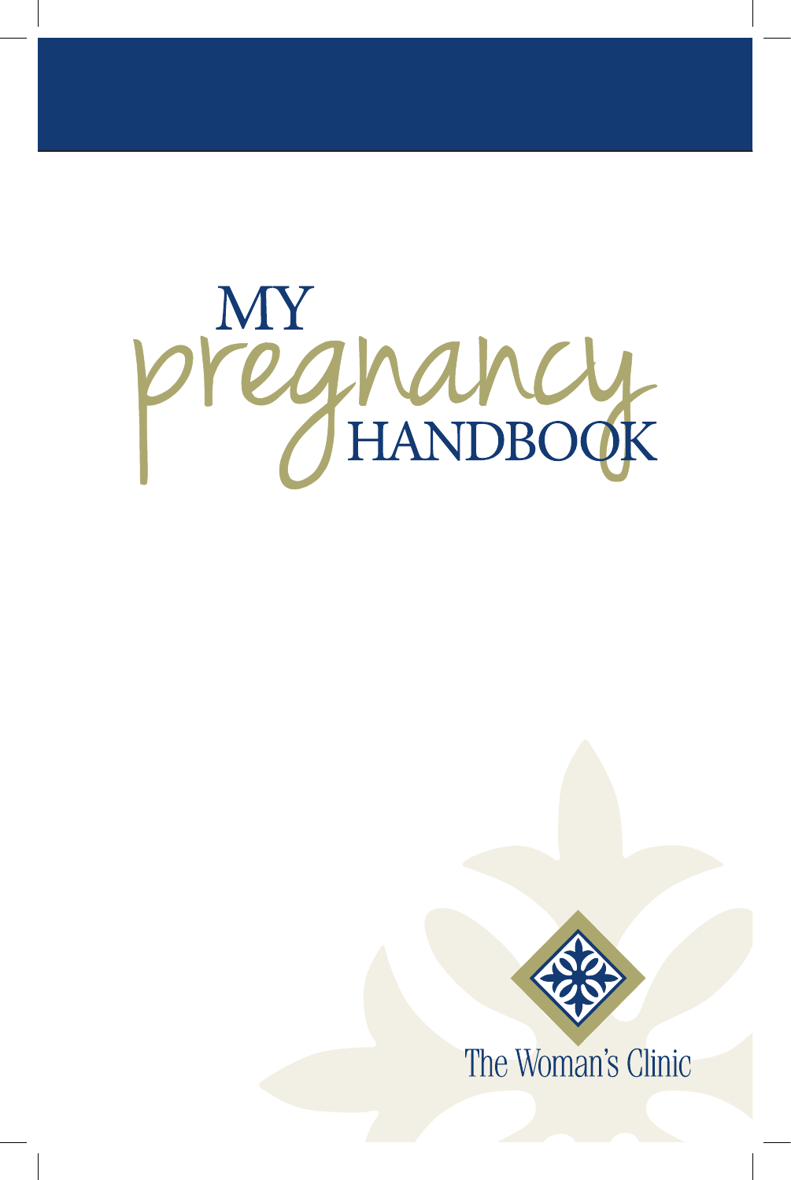# MY pregnancy HANDBOOK

The Woman's Clinic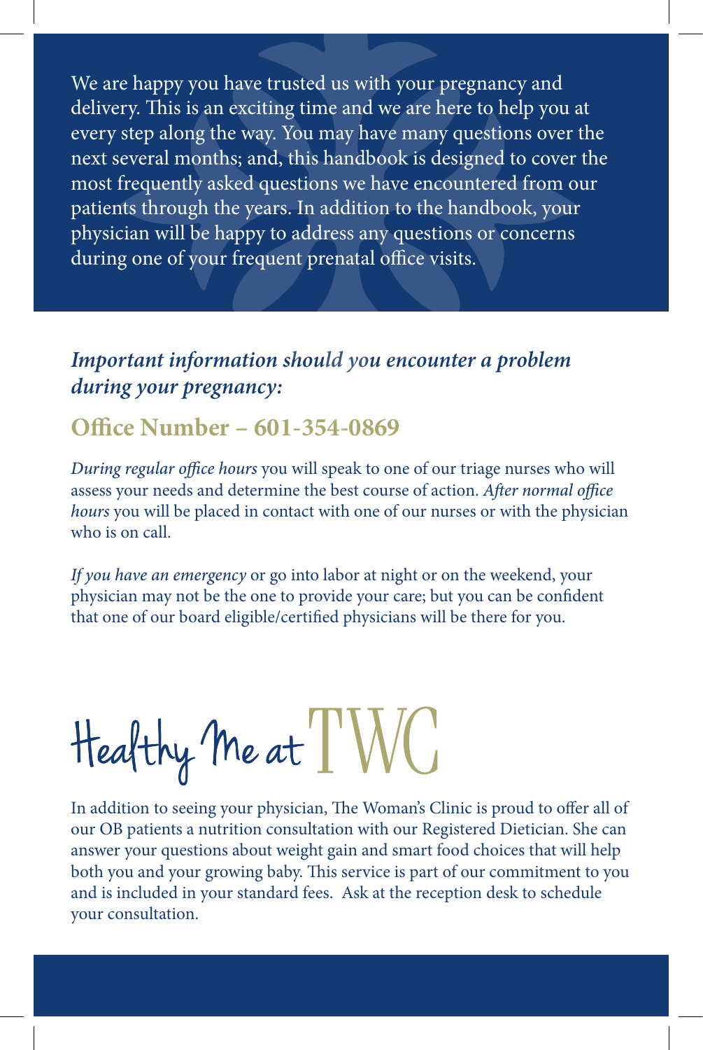We are happy you have trusted us with your pregnancy and delivery. This is an exciting time and we are here to help you at every step along the way. You may have many questions over the next several months; and, this handbook is designed to cover the most frequently asked questions we have encountered from our patients through the years. In addition to the handbook, your physician will be happy to address any questions or concerns during one of your frequent prenatal office visits.

### *Important information should you encounter a problem during your pregnancy:*

## Office Number – 601-354-0869

*During regular office hours* you will speak to one of our triage nurses who will assess your needs and determine the best course of action. *After normal office hours* you will be placed in contact with one of our nurses or with the physician who is on call.

*If you have an emergency* or go into labor at night or on the weekend, your physician may not be the one to provide your care; but you can be confident that one of our board eligible/certified physicians will be there for you.

# Healthy Me at TWC

In addition to seeing your physician, The Woman's Clinic is proud to offer all of our OB patients a nutrition consultation with our Registered Dietician. She can answer your questions about weight gain and smart food choices that will help both you and your growing baby. This service is part of our commitment to you and is included in your standard fees. Ask at the reception desk to schedule your consultation.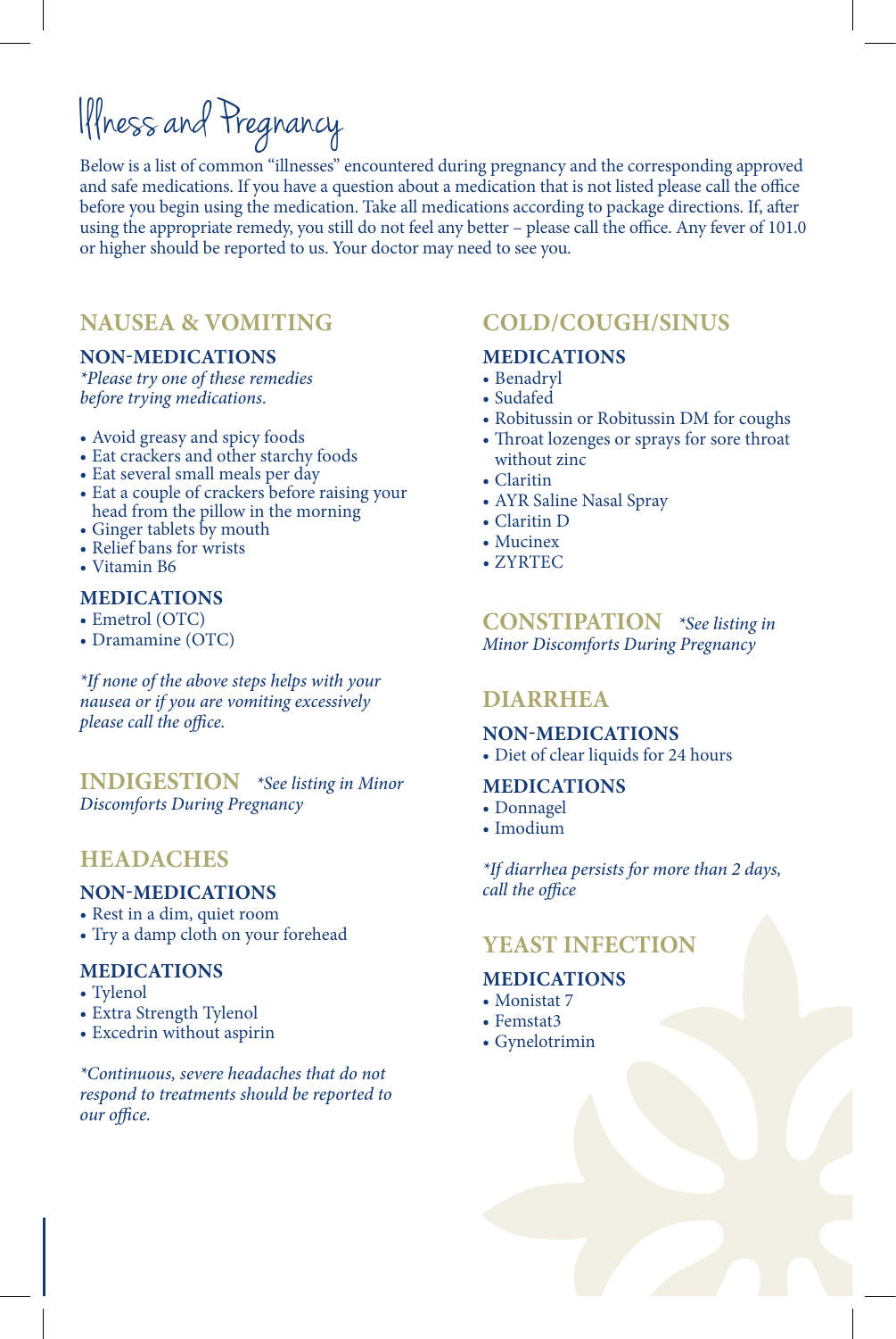# Illness and Pregnancy

Below is a list of common "illnesses" encountered during pregnancy and the corresponding approved and safe medications. If you have a question about a medication that is not listed please call the office before you begin using the medication. Take all medications according to package directions. If, after using the appropriate remedy, you still do not feel any better – please call the office. Any fever of 101.0 or higher should be reported to us. Your doctor may need to see you.

## NAUSEA & VOMITING

### NON-MEDICATIONS

*\*Please try one of these remedies before trying medications.*

- Avoid greasy and spicy foods
- Eat crackers and other starchy foods
- Eat several small meals per day
- Eat a couple of crackers before raising your head from the pillow in the morning
- Ginger tablets by mouth
- Relief bans for wrists
- Vitamin B6

### MEDICATIONS

- Emetrol (OTC)
- Dramamine (OTC)

*\*If none of the above steps helps with your nausea or if you are vomiting excessively please call the office.*

## INDIGESTION

*\*See listing in Minor Discomforts During Pregnancy*

## HEADACHES

### NON-MEDICATIONS

- Rest in a dim, quiet room
- Try a damp cloth on your forehead

### MEDICATIONS

- Tylenol
- Extra Strength Tylenol
- Excedrin without aspirin

*\*Continuous, severe headaches that do not respond to treatments should be reported to our office.*

## COLD/COUGH/SINUS

### MEDICATIONS

- Benadryl
- Sudafed
- Robitussin or Robitussin DM for coughs
- Throat lozenges or sprays for sore throat without zinc
- Claritin
- AYR Saline Nasal Spray
- Claritin D
- Mucinex
- ZYRTEC

## CONSTIPATION

*\*See listing in Minor Discomforts During Pregnancy*

## DIARRHEA

### NON-MEDICATIONS

- Diet of clear liquids for 24 hours

### MEDICATIONS

- Donnagel
- Imodium

*\*If diarrhea persists for more than 2 days, call the office*

## YEAST INFECTION

### MEDICATIONS

- Monistat 7
- Femstat3
- Gynelotrimin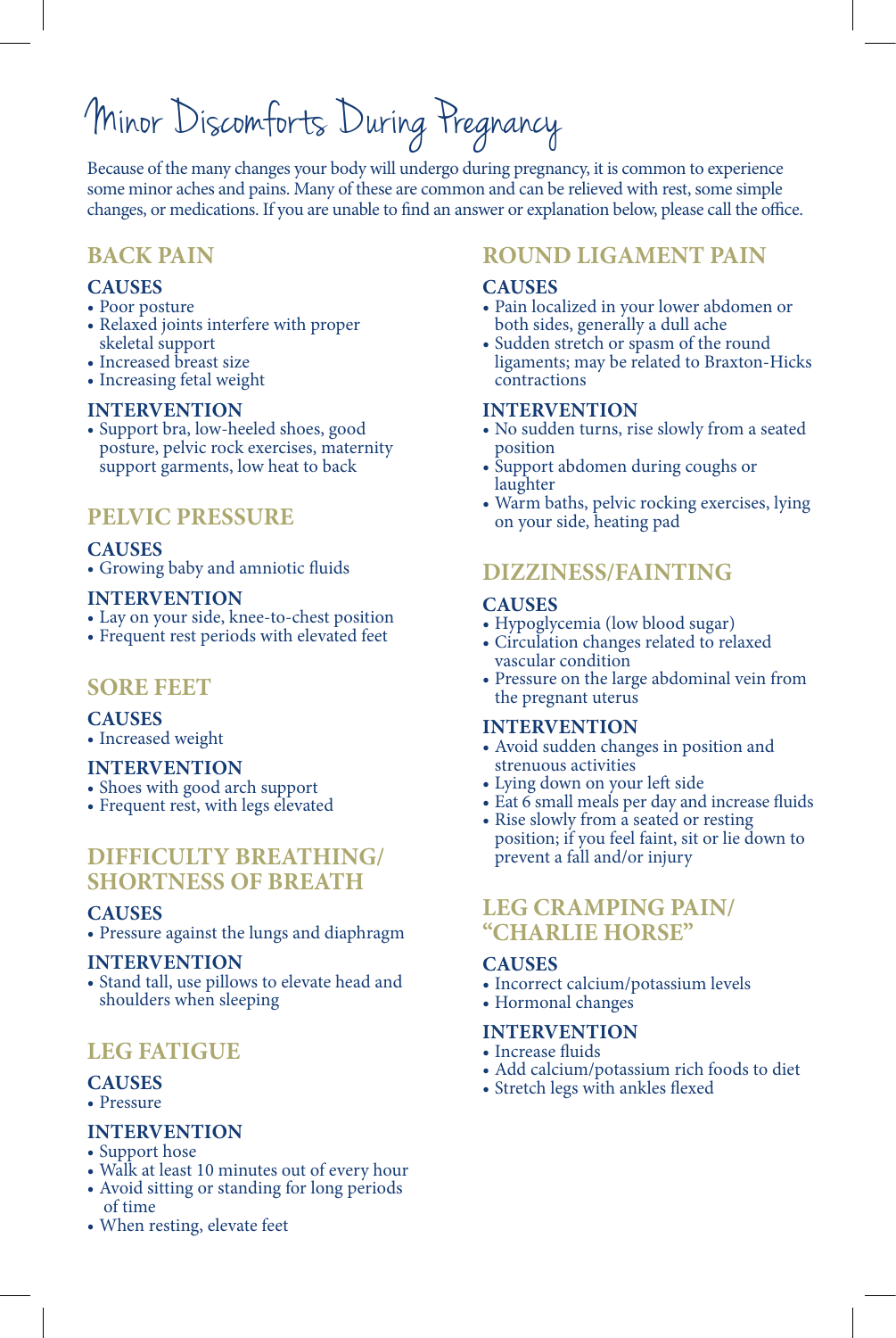# Minor Discomforts During Pregnancy

Because of the many changes your body will undergo during pregnancy, it is common to experience some minor aches and pains. Many of these are common and can be relieved with rest, some simple changes, or medications. If you are unable to find an answer or explanation below, please call the office.

## BACK PAIN

### CAUSES

- Poor posture
- Relaxed joints interfere with proper skeletal support
- Increased breast size
- Increasing fetal weight

### INTERVENTION

- Support bra, low-heeled shoes, good posture, pelvic rock exercises, maternity support garments, low heat to back

## PELVIC PRESSURE

### CAUSES

- Growing baby and amniotic fluids

### INTERVENTION

- Lay on your side, knee-to-chest position
- Frequent rest periods with elevated feet

## SORE FEET

### CAUSES

- Increased weight

### INTERVENTION

- Shoes with good arch support
- Frequent rest, with legs elevated

## DIFFICULTY BREATHING/ SHORTNESS OF BREATH

### CAUSES

- Pressure against the lungs and diaphragm

### INTERVENTION

- Stand tall, use pillows to elevate head and shoulders when sleeping

## LEG FATIGUE

### CAUSES

- Pressure

### INTERVENTION

- Support hose
- Walk at least 10 minutes out of every hour
- Avoid sitting or standing for long periods of time
- When resting, elevate feet

## ROUND LIGAMENT PAIN

### CAUSES

- Pain localized in your lower abdomen or both sides, generally a dull ache
- Sudden stretch or spasm of the round ligaments; may be related to Braxton-Hicks contractions

### INTERVENTION

- No sudden turns, rise slowly from a seated position
- Support abdomen during coughs or laughter
- Warm baths, pelvic rocking exercises, lying on your side, heating pad

## DIZZINESS/FAINTING

### CAUSES

- Hypoglycemia (low blood sugar)
- Circulation changes related to relaxed vascular condition
- Pressure on the large abdominal vein from the pregnant uterus

### INTERVENTION

- Avoid sudden changes in position and strenuous activities
- Lying down on your left side
- Eat 6 small meals per day and increase fluids
- Rise slowly from a seated or resting position; if you feel faint, sit or lie down to prevent a fall and/or injury

## LEG CRAMPING PAIN/ "CHARLIE HORSE"

### CAUSES

- Incorrect calcium/potassium levels
- Hormonal changes

### INTERVENTION

- Increase fluids
- Add calcium/potassium rich foods to diet
- Stretch legs with ankles flexed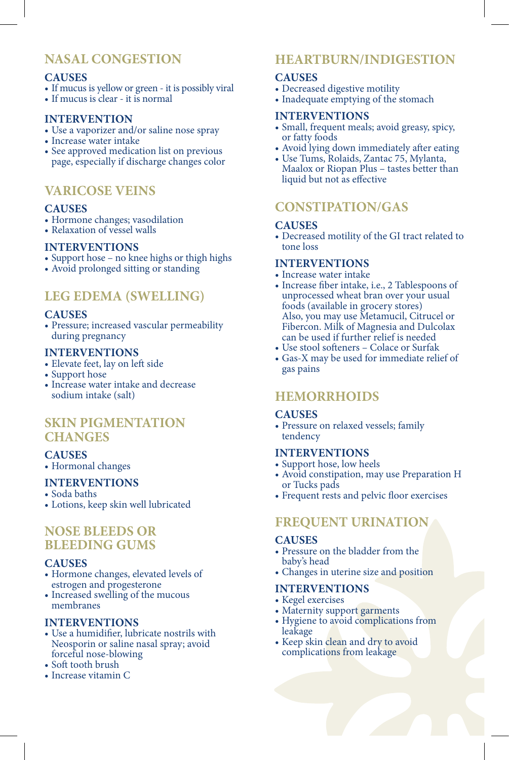## NASAL CONGESTION

### CAUSES

- If mucus is yellow or green - it is possibly viral
- If mucus is clear - it is normal

### INTERVENTION

- Use a vaporizer and/or saline nose spray
- Increase water intake
- See approved medication list on previous page, especially if discharge changes color

## VARICOSE VEINS

### CAUSES

- Hormone changes; vasodilation
- Relaxation of vessel walls

### INTERVENTIONS

- Support hose – no knee highs or thigh highs
- Avoid prolonged sitting or standing

## LEG EDEMA (SWELLING)

### CAUSES

- Pressure; increased vascular permeability during pregnancy

### INTERVENTIONS

- Elevate feet, lay on left side
- Support hose
- Increase water intake and decrease sodium intake (salt)

## SKIN PIGMENTATION CHANGES

### CAUSES

- Hormonal changes

### INTERVENTIONS

- Soda baths
- Lotions, keep skin well lubricated

## NOSE BLEEDS OR BLEEDING GUMS

### CAUSES

- Hormone changes, elevated levels of estrogen and progesterone
- Increased swelling of the mucous membranes

### INTERVENTIONS

- Use a humidifier, lubricate nostrils with Neosporin or saline nasal spray; avoid forceful nose-blowing
- Soft tooth brush
- Increase vitamin C

## HEARTBURN/INDIGESTION

### CAUSES

- Decreased digestive motility
- Inadequate emptying of the stomach

### INTERVENTIONS

- Small, frequent meals; avoid greasy, spicy, or fatty foods
- Avoid lying down immediately after eating
- Use Tums, Rolaids, Zantac 75, Mylanta, Maalox or Riopan Plus – tastes better than liquid but not as effective

## CONSTIPATION/GAS

### CAUSES

- Decreased motility of the GI tract related to tone loss

### INTERVENTIONS

- Increase water intake
- Increase fiber intake, i.e., 2 Tablespoons of unprocessed wheat bran over your usual foods (available in grocery stores)
  Also, you may use Metamucil, Citrucel or Fibercon. Milk of Magnesia and Dulcolax can be used if further relief is needed
- Use stool softeners – Colace or Surfak
- Gas-X may be used for immediate relief of gas pains

## HEMORRHOIDS

### CAUSES

- Pressure on relaxed vessels; family tendency

### INTERVENTIONS

- Support hose, low heels
- Avoid constipation, may use Preparation H or Tucks pads
- Frequent rests and pelvic floor exercises

## FREQUENT URINATION

### CAUSES

- Pressure on the bladder from the baby's head
- Changes in uterine size and position

### INTERVENTIONS

- Kegel exercises
- Maternity support garments
- Hygiene to avoid complications from leakage
- Keep skin clean and dry to avoid complications from leakage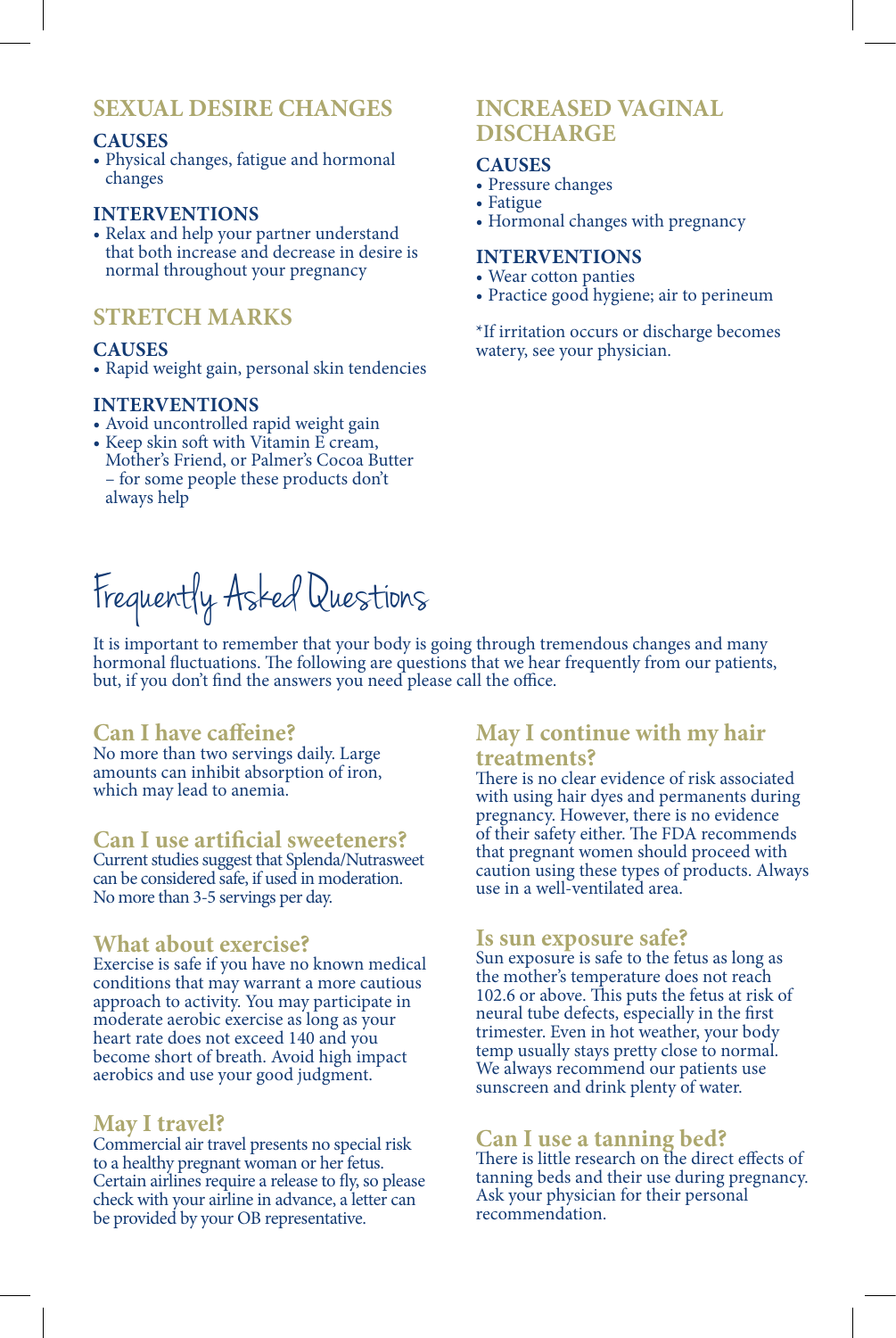## SEXUAL DESIRE CHANGES

### CAUSES

- Physical changes, fatigue and hormonal changes

### INTERVENTIONS

- Relax and help your partner understand that both increase and decrease in desire is normal throughout your pregnancy

## STRETCH MARKS

### CAUSES

- Rapid weight gain, personal skin tendencies

### INTERVENTIONS

- Avoid uncontrolled rapid weight gain
- Keep skin soft with Vitamin E cream, Mother's Friend, or Palmer's Cocoa Butter – for some people these products don't always help

## INCREASED VAGINAL DISCHARGE

### CAUSES

- Pressure changes
- Fatigue
- Hormonal changes with pregnancy

### INTERVENTIONS

- Wear cotton panties
- Practice good hygiene; air to perineum

*If irritation occurs or discharge becomes watery, see your physician.

# Frequently Asked Questions

It is important to remember that your body is going through tremendous changes and many hormonal fluctuations. The following are questions that we hear frequently from our patients, but, if you don't find the answers you need please call the office.

### Can I have caffeine?

No more than two servings daily. Large amounts can inhibit absorption of iron, which may lead to anemia.

### Can I use artificial sweeteners?

Current studies suggest that Splenda/Nutrasweet can be considered safe, if used in moderation. No more than 3-5 servings per day.

### What about exercise?

Exercise is safe if you have no known medical conditions that may warrant a more cautious approach to activity. You may participate in moderate aerobic exercise as long as your heart rate does not exceed 140 and you become short of breath. Avoid high impact aerobics and use your good judgment.

### May I travel?

Commercial air travel presents no special risk to a healthy pregnant woman or her fetus. Certain airlines require a release to fly, so please check with your airline in advance, a letter can be provided by your OB representative.

### May I continue with my hair treatments?

There is no clear evidence of risk associated with using hair dyes and permanents during pregnancy. However, there is no evidence of their safety either. The FDA recommends that pregnant women should proceed with caution using these types of products. Always use in a well-ventilated area.

### Is sun exposure safe?

Sun exposure is safe to the fetus as long as the mother's temperature does not reach 102.6 or above. This puts the fetus at risk of neural tube defects, especially in the first trimester. Even in hot weather, your body temp usually stays pretty close to normal. We always recommend our patients use sunscreen and drink plenty of water.

### Can I use a tanning bed?

There is little research on the direct effects of tanning beds and their use during pregnancy. Ask your physician for their personal recommendation.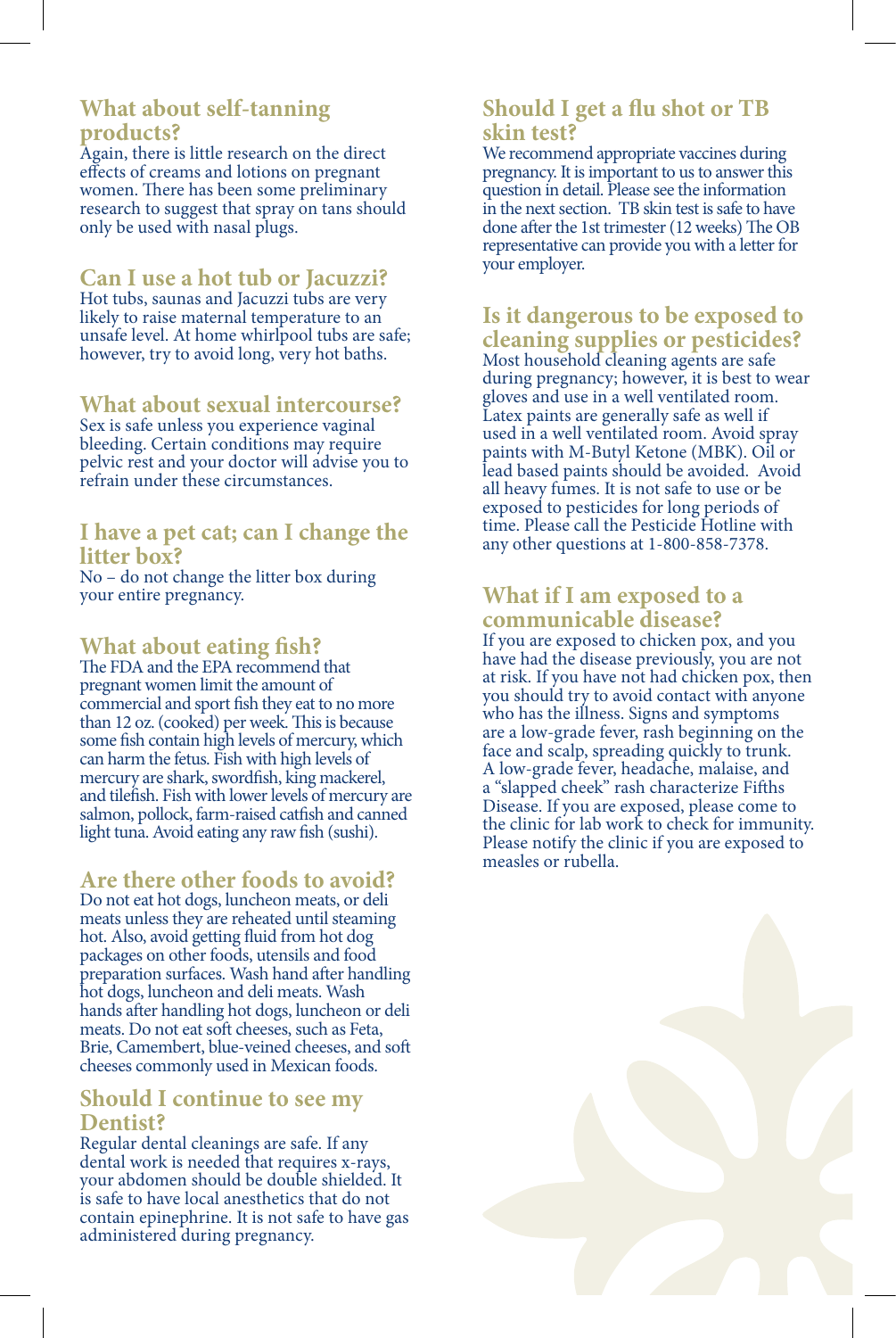## What about self-tanning products?

Again, there is little research on the direct effects of creams and lotions on pregnant women. There has been some preliminary research to suggest that spray on tans should only be used with nasal plugs.

## Can I use a hot tub or Jacuzzi?

Hot tubs, saunas and Jacuzzi tubs are very likely to raise maternal temperature to an unsafe level. At home whirlpool tubs are safe; however, try to avoid long, very hot baths.

## What about sexual intercourse?

Sex is safe unless you experience vaginal bleeding. Certain conditions may require pelvic rest and your doctor will advise you to refrain under these circumstances.

## I have a pet cat; can I change the litter box?

No – do not change the litter box during your entire pregnancy.

## What about eating fish?

The FDA and the EPA recommend that pregnant women limit the amount of commercial and sport fish they eat to no more than 12 oz. (cooked) per week. This is because some fish contain high levels of mercury, which can harm the fetus. Fish with high levels of mercury are shark, swordfish, king mackerel, and tilefish. Fish with lower levels of mercury are salmon, pollock, farm-raised catfish and canned light tuna. Avoid eating any raw fish (sushi).

## Are there other foods to avoid?

Do not eat hot dogs, luncheon meats, or deli meats unless they are reheated until steaming hot. Also, avoid getting fluid from hot dog packages on other foods, utensils and food preparation surfaces. Wash hand after handling hot dogs, luncheon and deli meats. Wash hands after handling hot dogs, luncheon or deli meats. Do not eat soft cheeses, such as Feta, Brie, Camembert, blue-veined cheeses, and soft cheeses commonly used in Mexican foods.

## Should I continue to see my Dentist?

Regular dental cleanings are safe. If any dental work is needed that requires x-rays, your abdomen should be double shielded. It is safe to have local anesthetics that do not contain epinephrine. It is not safe to have gas administered during pregnancy.

## Should I get a flu shot or TB skin test?

We recommend appropriate vaccines during pregnancy. It is important to us to answer this question in detail. Please see the information in the next section. TB skin test is safe to have done after the 1st trimester (12 weeks) The OB representative can provide you with a letter for your employer.

## Is it dangerous to be exposed to cleaning supplies or pesticides?

Most household cleaning agents are safe during pregnancy; however, it is best to wear gloves and use in a well ventilated room. Latex paints are generally safe as well if used in a well ventilated room. Avoid spray paints with M-Butyl Ketone (MBK). Oil or lead based paints should be avoided. Avoid all heavy fumes. It is not safe to use or be exposed to pesticides for long periods of time. Please call the Pesticide Hotline with any other questions at 1-800-858-7378.

## What if I am exposed to a communicable disease?

If you are exposed to chicken pox, and you have had the disease previously, you are not at risk. If you have not had chicken pox, then you should try to avoid contact with anyone who has the illness. Signs and symptoms are a low-grade fever, rash beginning on the face and scalp, spreading quickly to trunk. A low-grade fever, headache, malaise, and a "slapped cheek" rash characterize Fifths Disease. If you are exposed, please come to the clinic for lab work to check for immunity. Please notify the clinic if you are exposed to measles or rubella.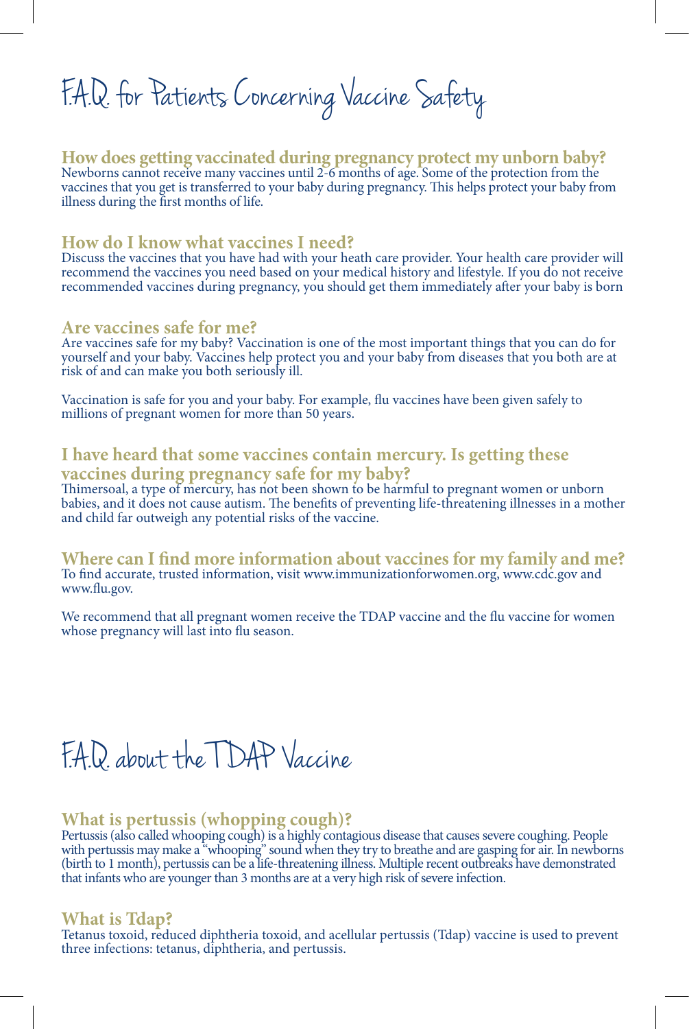# F.A.Q. for Patients Concerning Vaccine Safety

### How does getting vaccinated during pregnancy protect my unborn baby?

Newborns cannot receive many vaccines until 2-6 months of age. Some of the protection from the vaccines that you get is transferred to your baby during pregnancy. This helps protect your baby from illness during the first months of life.

### How do I know what vaccines I need?

Discuss the vaccines that you have had with your heath care provider. Your health care provider will recommend the vaccines you need based on your medical history and lifestyle. If you do not receive recommended vaccines during pregnancy, you should get them immediately after your baby is born

### Are vaccines safe for me?

Are vaccines safe for my baby? Vaccination is one of the most important things that you can do for yourself and your baby. Vaccines help protect you and your baby from diseases that you both are at risk of and can make you both seriously ill.

Vaccination is safe for you and your baby. For example, flu vaccines have been given safely to millions of pregnant women for more than 50 years.

### I have heard that some vaccines contain mercury. Is getting these vaccines during pregnancy safe for my baby?

Thimersoal, a type of mercury, has not been shown to be harmful to pregnant women or unborn babies, and it does not cause autism. The benefits of preventing life-threatening illnesses in a mother and child far outweigh any potential risks of the vaccine.

### Where can I find more information about vaccines for my family and me?

To find accurate, trusted information, visit www.immunizationforwomen.org, www.cdc.gov and www.flu.gov.

We recommend that all pregnant women receive the TDAP vaccine and the flu vaccine for women whose pregnancy will last into flu season.

# F.A.Q. about the TDAP Vaccine

### What is pertussis (whooping cough)?

Pertussis (also called whooping cough) is a highly contagious disease that causes severe coughing. People with pertussis may make a "whooping" sound when they try to breathe and are gasping for air. In newborns (birth to 1 month), pertussis can be a life-threatening illness. Multiple recent outbreaks have demonstrated that infants who are younger than 3 months are at a very high risk of severe infection.

### What is Tdap?

Tetanus toxoid, reduced diphtheria toxoid, and acellular pertussis (Tdap) vaccine is used to prevent three infections: tetanus, diphtheria, and pertussis.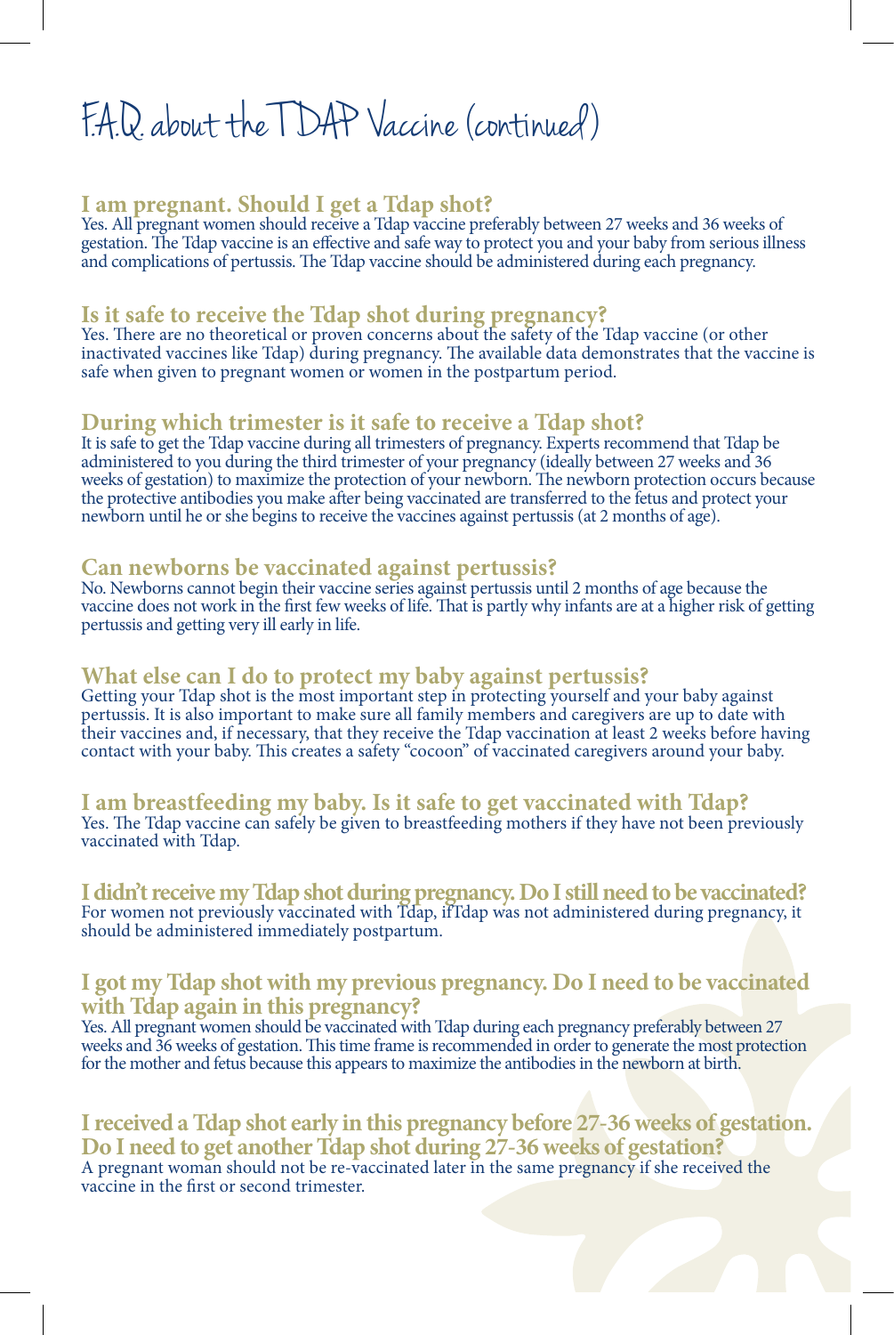# F.A.Q. about the TDAP Vaccine (continued)

### I am pregnant. Should I get a Tdap shot?

Yes. All pregnant women should receive a Tdap vaccine preferably between 27 weeks and 36 weeks of gestation. The Tdap vaccine is an effective and safe way to protect you and your baby from serious illness and complications of pertussis. The Tdap vaccine should be administered during each pregnancy.

### Is it safe to receive the Tdap shot during pregnancy?

Yes. There are no theoretical or proven concerns about the safety of the Tdap vaccine (or other inactivated vaccines like Tdap) during pregnancy. The available data demonstrates that the vaccine is safe when given to pregnant women or women in the postpartum period.

### During which trimester is it safe to receive a Tdap shot?

It is safe to get the Tdap vaccine during all trimesters of pregnancy. Experts recommend that Tdap be administered to you during the third trimester of your pregnancy (ideally between 27 weeks and 36 weeks of gestation) to maximize the protection of your newborn. The newborn protection occurs because the protective antibodies you make after being vaccinated are transferred to the fetus and protect your newborn until he or she begins to receive the vaccines against pertussis (at 2 months of age).

### Can newborns be vaccinated against pertussis?

No. Newborns cannot begin their vaccine series against pertussis until 2 months of age because the vaccine does not work in the first few weeks of life. That is partly why infants are at a higher risk of getting pertussis and getting very ill early in life.

### What else can I do to protect my baby against pertussis?

Getting your Tdap shot is the most important step in protecting yourself and your baby against pertussis. It is also important to make sure all family members and caregivers are up to date with their vaccines and, if necessary, that they receive the Tdap vaccination at least 2 weeks before having contact with your baby. This creates a safety "cocoon" of vaccinated caregivers around your baby.

### I am breastfeeding my baby. Is it safe to get vaccinated with Tdap?

Yes. The Tdap vaccine can safely be given to breastfeeding mothers if they have not been previously vaccinated with Tdap.

### I didn't receive my Tdap shot during pregnancy. Do I still need to be vaccinated?

For women not previously vaccinated with Tdap, if Tdap was not administered during pregnancy, it should be administered immediately postpartum.

### I got my Tdap shot with my previous pregnancy. Do I need to be vaccinated with Tdap again in this pregnancy?

Yes. All pregnant women should be vaccinated with Tdap during each pregnancy preferably between 27 weeks and 36 weeks of gestation. This time frame is recommended in order to generate the most protection for the mother and fetus because this appears to maximize the antibodies in the newborn at birth.

### I received a Tdap shot early in this pregnancy before 27-36 weeks of gestation. Do I need to get another Tdap shot during 27-36 weeks of gestation?

A pregnant woman should not be re-vaccinated later in the same pregnancy if she received the vaccine in the first or second trimester.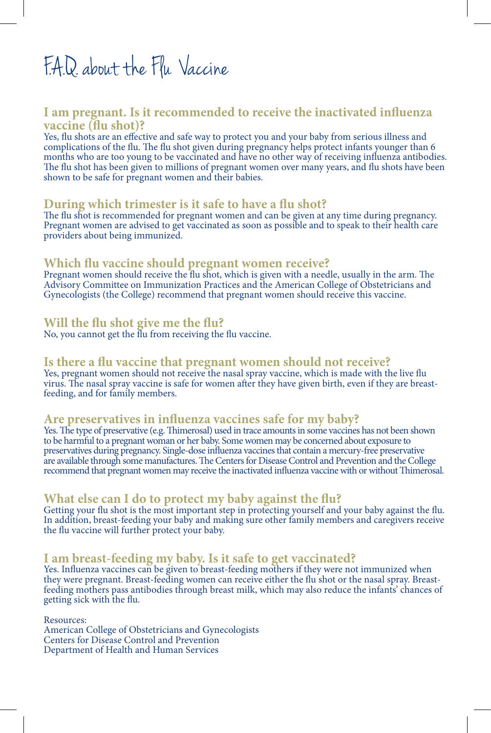# F.A.Q. about the Flu Vaccine

### I am pregnant. Is it recommended to receive the inactivated influenza vaccine (flu shot)?

Yes, flu shots are an effective and safe way to protect you and your baby from serious illness and complications of the flu. The flu shot given during pregnancy helps protect infants younger than 6 months who are too young to be vaccinated and have no other way of receiving influenza antibodies. The flu shot has been given to millions of pregnant women over many years, and flu shots have been shown to be safe for pregnant women and their babies.

### During which trimester is it safe to have a flu shot?

The flu shot is recommended for pregnant women and can be given at any time during pregnancy. Pregnant women are advised to get vaccinated as soon as possible and to speak to their health care providers about being immunized.

### Which flu vaccine should pregnant women receive?

Pregnant women should receive the flu shot, which is given with a needle, usually in the arm. The Advisory Committee on Immunization Practices and the American College of Obstetricians and Gynecologists (the College) recommend that pregnant women should receive this vaccine.

### Will the flu shot give me the flu?

No, you cannot get the flu from receiving the flu vaccine.

### Is there a flu vaccine that pregnant women should not receive?

Yes, pregnant women should not receive the nasal spray vaccine, which is made with the live flu virus. The nasal spray vaccine is safe for women after they have given birth, even if they are breast-feeding, and for family members.

### Are preservatives in influenza vaccines safe for my baby?

Yes. The type of preservative (e.g. Thimerosal) used in trace amounts in some vaccines has not been shown to be harmful to a pregnant woman or her baby. Some women may be concerned about exposure to preservatives during pregnancy. Single-dose influenza vaccines that contain a mercury-free preservative are available through some manufactures. The Centers for Disease Control and Prevention and the College recommend that pregnant women may receive the inactivated influenza vaccine with or without Thimerosal.

### What else can I do to protect my baby against the flu?

Getting your flu shot is the most important step in protecting yourself and your baby against the flu. In addition, breast-feeding your baby and making sure other family members and caregivers receive the flu vaccine will further protect your baby.

### I am breast-feeding my baby. Is it safe to get vaccinated?

Yes. Influenza vaccines can be given to breast-feeding mothers if they were not immunized when they were pregnant. Breast-feeding women can receive either the flu shot or the nasal spray. Breast-feeding mothers pass antibodies through breast milk, which may also reduce the infants' chances of getting sick with the flu.

Resources:
American College of Obstetricians and Gynecologists
Centers for Disease Control and Prevention
Department of Health and Human Services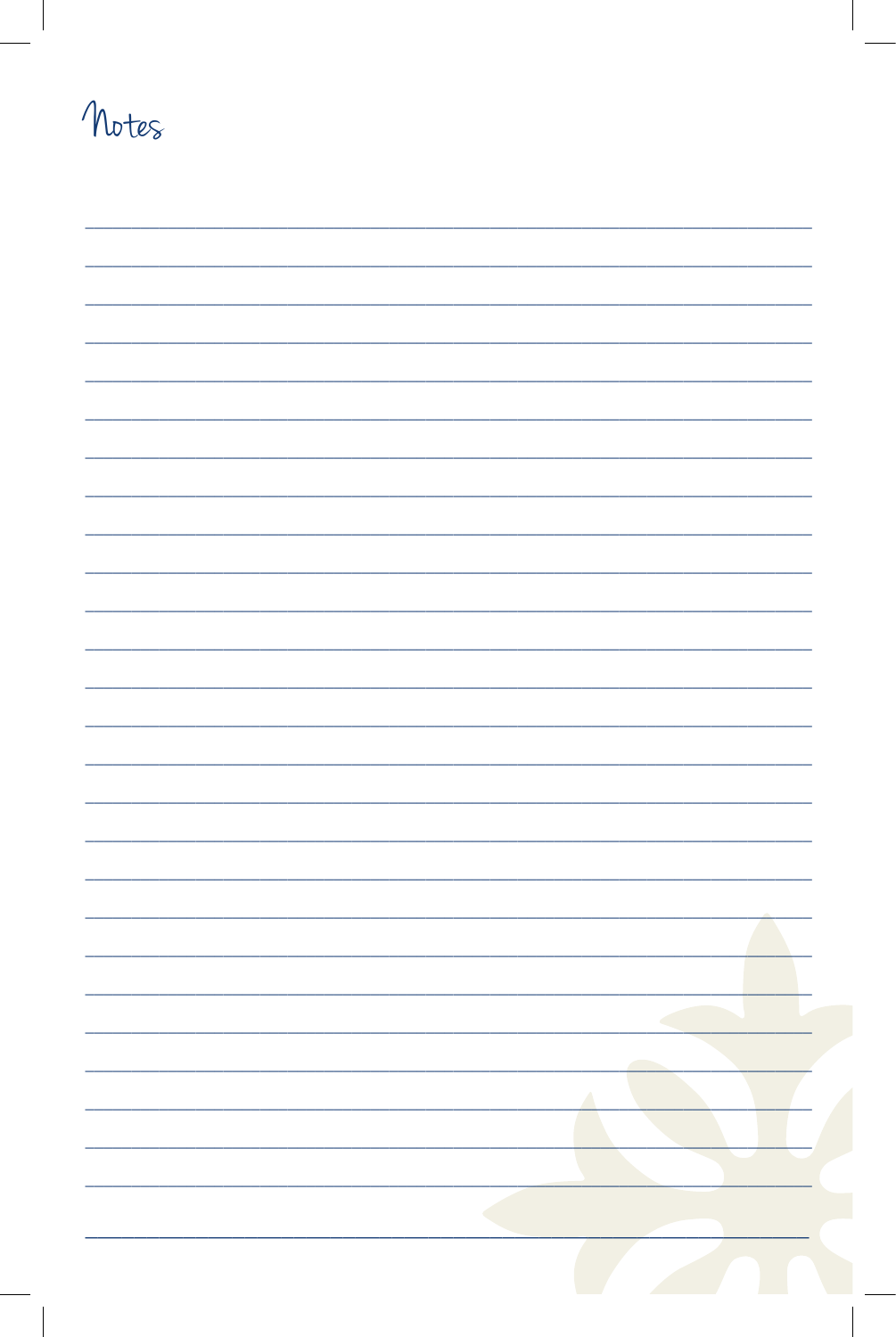# Notes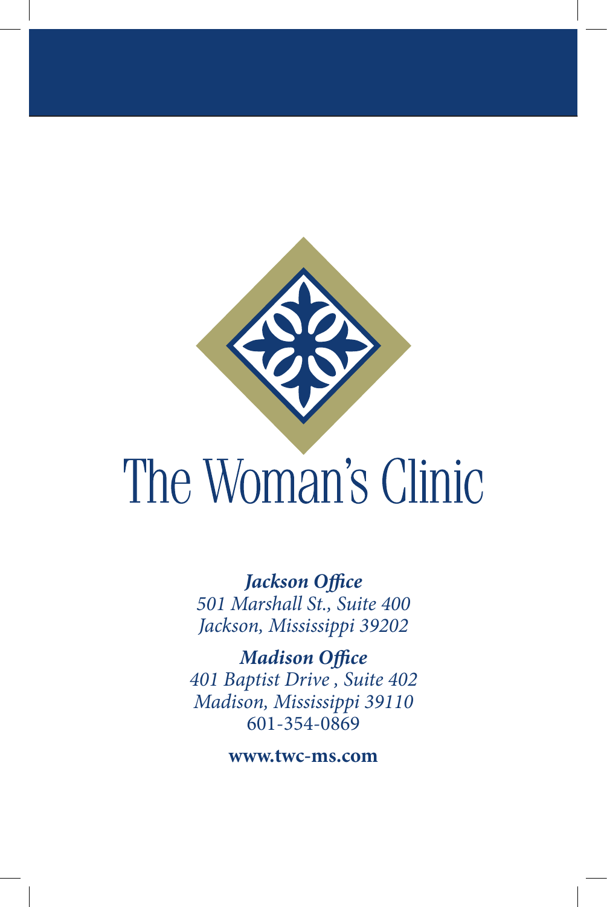# The Woman's Clinic

***Jackson Office***
*501 Marshall St., Suite 400*
*Jackson, Mississippi 39202*

***Madison Office***
*401 Baptist Drive , Suite 402*
*Madison, Mississippi 39110*
601-354-0869

**www.twc-ms.com**